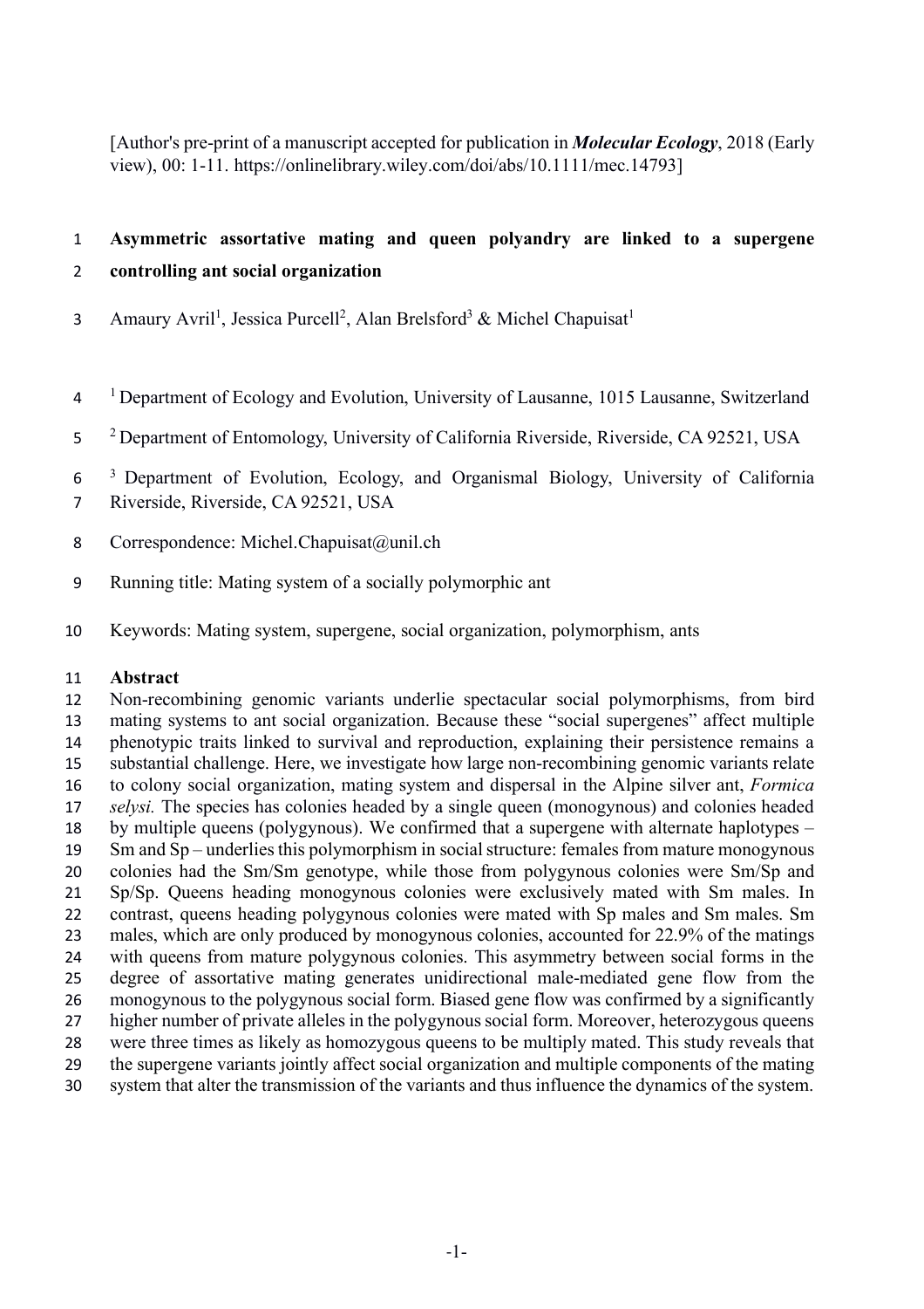[Author's pre-print of a manuscript accepted for publication in ***Molecular Ecology***, 2018 (Early view), 00: 1-11. https://onlinelibrary.wiley.com/doi/abs/10.1111/mec.14793]

# Asymmetric assortative mating and queen polyandry are linked to a supergene controlling ant social organization

Amaury Avril[1], Jessica Purcell[2], Alan Brelsford[3] & Michel Chapuisat[1]

[1] Department of Ecology and Evolution, University of Lausanne, 1015 Lausanne, Switzerland

[2] Department of Entomology, University of California Riverside, Riverside, CA 92521, USA

[3] Department of Evolution, Ecology, and Organismal Biology, University of California Riverside, Riverside, CA 92521, USA

Correspondence: Michel.Chapuisat@unil.ch

Running title: Mating system of a socially polymorphic ant

Keywords: Mating system, supergene, social organization, polymorphism, ants

## Abstract

Non-recombining genomic variants underlie spectacular social polymorphisms, from bird mating systems to ant social organization. Because these "social supergenes" affect multiple phenotypic traits linked to survival and reproduction, explaining their persistence remains a substantial challenge. Here, we investigate how large non-recombining genomic variants relate to colony social organization, mating system and dispersal in the Alpine silver ant, *Formica selysi.* The species has colonies headed by a single queen (monogynous) and colonies headed by multiple queens (polygynous). We confirmed that a supergene with alternate haplotypes – Sm and Sp – underlies this polymorphism in social structure: females from mature monogynous colonies had the Sm/Sm genotype, while those from polygynous colonies were Sm/Sp and Sp/Sp. Queens heading monogynous colonies were exclusively mated with Sm males. In contrast, queens heading polygynous colonies were mated with Sp males and Sm males. Sm males, which are only produced by monogynous colonies, accounted for 22.9% of the matings with queens from mature polygynous colonies. This asymmetry between social forms in the degree of assortative mating generates unidirectional male-mediated gene flow from the monogynous to the polygynous social form. Biased gene flow was confirmed by a significantly higher number of private alleles in the polygynous social form. Moreover, heterozygous queens were three times as likely as homozygous queens to be multiply mated. This study reveals that the supergene variants jointly affect social organization and multiple components of the mating system that alter the transmission of the variants and thus influence the dynamics of the system.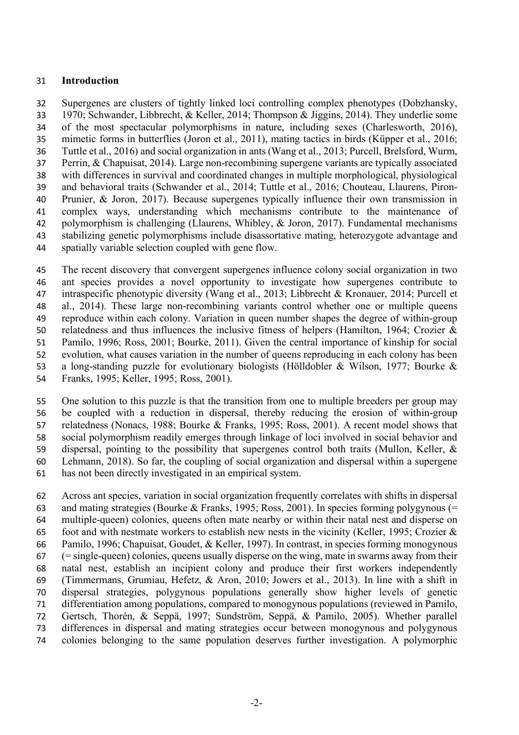## Introduction

Supergenes are clusters of tightly linked loci controlling complex phenotypes (Dobzhansky, 1970; Schwander, Libbrecht, & Keller, 2014; Thompson & Jiggins, 2014). They underlie some of the most spectacular polymorphisms in nature, including sexes (Charlesworth, 2016), mimetic forms in butterflies (Joron et al., 2011), mating tactics in birds (Küpper et al., 2016; Tuttle et al., 2016) and social organization in ants (Wang et al., 2013; Purcell, Brelsford, Wurm, Perrin, & Chapuisat, 2014). Large non-recombining supergene variants are typically associated with differences in survival and coordinated changes in multiple morphological, physiological and behavioral traits (Schwander et al., 2014; Tuttle et al., 2016; Chouteau, Llaurens, Piron-Prunier, & Joron, 2017). Because supergenes typically influence their own transmission in complex ways, understanding which mechanisms contribute to the maintenance of polymorphism is challenging (Llaurens, Whibley, & Joron, 2017). Fundamental mechanisms stabilizing genetic polymorphisms include disassortative mating, heterozygote advantage and spatially variable selection coupled with gene flow.

The recent discovery that convergent supergenes influence colony social organization in two ant species provides a novel opportunity to investigate how supergenes contribute to intraspecific phenotypic diversity (Wang et al., 2013; Libbrecht & Kronauer, 2014; Purcell et al., 2014). These large non-recombining variants control whether one or multiple queens reproduce within each colony. Variation in queen number shapes the degree of within-group relatedness and thus influences the inclusive fitness of helpers (Hamilton, 1964; Crozier & Pamilo, 1996; Ross, 2001; Bourke, 2011). Given the central importance of kinship for social evolution, what causes variation in the number of queens reproducing in each colony has been a long-standing puzzle for evolutionary biologists (Hölldobler & Wilson, 1977; Bourke & Franks, 1995; Keller, 1995; Ross, 2001).

One solution to this puzzle is that the transition from one to multiple breeders per group may be coupled with a reduction in dispersal, thereby reducing the erosion of within-group relatedness (Nonacs, 1988; Bourke & Franks, 1995; Ross, 2001). A recent model shows that social polymorphism readily emerges through linkage of loci involved in social behavior and dispersal, pointing to the possibility that supergenes control both traits (Mullon, Keller, & Lehmann, 2018). So far, the coupling of social organization and dispersal within a supergene has not been directly investigated in an empirical system.

Across ant species, variation in social organization frequently correlates with shifts in dispersal and mating strategies (Bourke & Franks, 1995; Ross, 2001). In species forming polygynous (= multiple-queen) colonies, queens often mate nearby or within their natal nest and disperse on foot and with nestmate workers to establish new nests in the vicinity (Keller, 1995; Crozier & Pamilo, 1996; Chapuisat, Goudet, & Keller, 1997). In contrast, in species forming monogynous (= single-queen) colonies, queens usually disperse on the wing, mate in swarms away from their natal nest, establish an incipient colony and produce their first workers independently (Timmermans, Grumiau, Hefetz, & Aron, 2010; Jowers et al., 2013). In line with a shift in dispersal strategies, polygynous populations generally show higher levels of genetic differentiation among populations, compared to monogynous populations (reviewed in Pamilo, Gertsch, Thorén, & Seppä, 1997; Sundström, Seppä, & Pamilo, 2005). Whether parallel differences in dispersal and mating strategies occur between monogynous and polygynous colonies belonging to the same population deserves further investigation. A polymorphic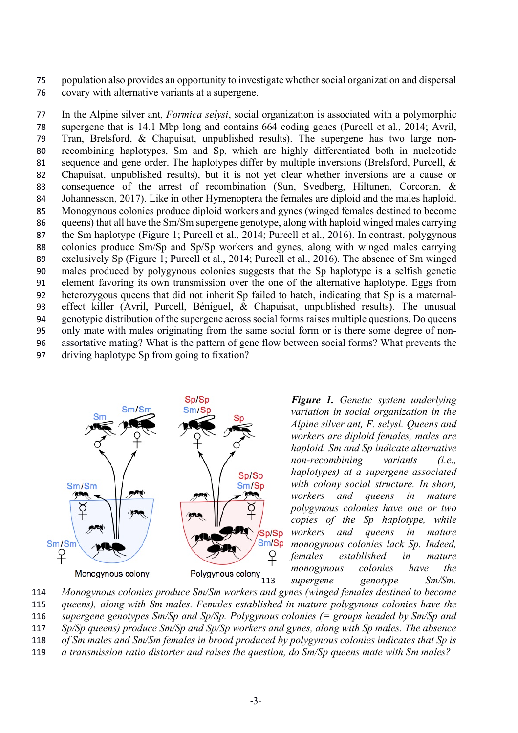population also provides an opportunity to investigate whether social organization and dispersal covary with alternative variants at a supergene.

In the Alpine silver ant, *Formica selysi*, social organization is associated with a polymorphic supergene that is 14.1 Mbp long and contains 664 coding genes (Purcell et al., 2014; Avril, Tran, Brelsford, & Chapuisat, unpublished results). The supergene has two large non-recombining haplotypes, Sm and Sp, which are highly differentiated both in nucleotide sequence and gene order. The haplotypes differ by multiple inversions (Brelsford, Purcell, & Chapuisat, unpublished results), but it is not yet clear whether inversions are a cause or consequence of the arrest of recombination (Sun, Svedberg, Hiltunen, Corcoran, & Johannesson, 2017). Like in other Hymenoptera the females are diploid and the males haploid. Monogynous colonies produce diploid workers and gynes (winged females destined to become queens) that all have the Sm/Sm supergene genotype, along with haploid winged males carrying the Sm haplotype (Figure 1; Purcell et al., 2014; Purcell et al., 2016). In contrast, polygynous colonies produce Sm/Sp and Sp/Sp workers and gynes, along with winged males carrying exclusively Sp (Figure 1; Purcell et al., 2014; Purcell et al., 2016). The absence of Sm winged males produced by polygynous colonies suggests that the Sp haplotype is a selfish genetic element favoring its own transmission over the one of the alternative haplotype. Eggs from heterozygous queens that did not inherit Sp failed to hatch, indicating that Sp is a maternal-effect killer (Avril, Purcell, Béniguel, & Chapuisat, unpublished results). The unusual genotypic distribution of the supergene across social forms raises multiple questions. Do queens only mate with males originating from the same social form or is there some degree of non-assortative mating? What is the pattern of gene flow between social forms? What prevents the driving haplotype Sp from going to fixation?

***Figure 1.*** *Genetic system underlying variation in social organization in the Alpine silver ant, F. selysi. Queens and workers are diploid females, males are haploid. Sm and Sp indicate alternative non-recombining variants (i.e., haplotypes) at a supergene associated with colony social structure. In short, workers and queens in mature polygynous colonies have one or two copies of the Sp haplotype, while workers and queens in mature monogynous colonies lack Sp. Indeed, females established in mature monogynous colonies have the supergene genotype Sm/Sm. Monogynous colonies produce Sm/Sm workers and gynes (winged females destined to become queens), along with Sm males. Females established in mature polygynous colonies have the supergene genotypes Sm/Sp and Sp/Sp. Polygynous colonies (= groups headed by Sm/Sp and Sp/Sp queens) produce Sm/Sp and Sp/Sp workers and gynes, along with Sp males. The absence of Sm males and Sm/Sm females in brood produced by polygynous colonies indicates that Sp is a transmission ratio distorter and raises the question, do Sm/Sp queens mate with Sm males?*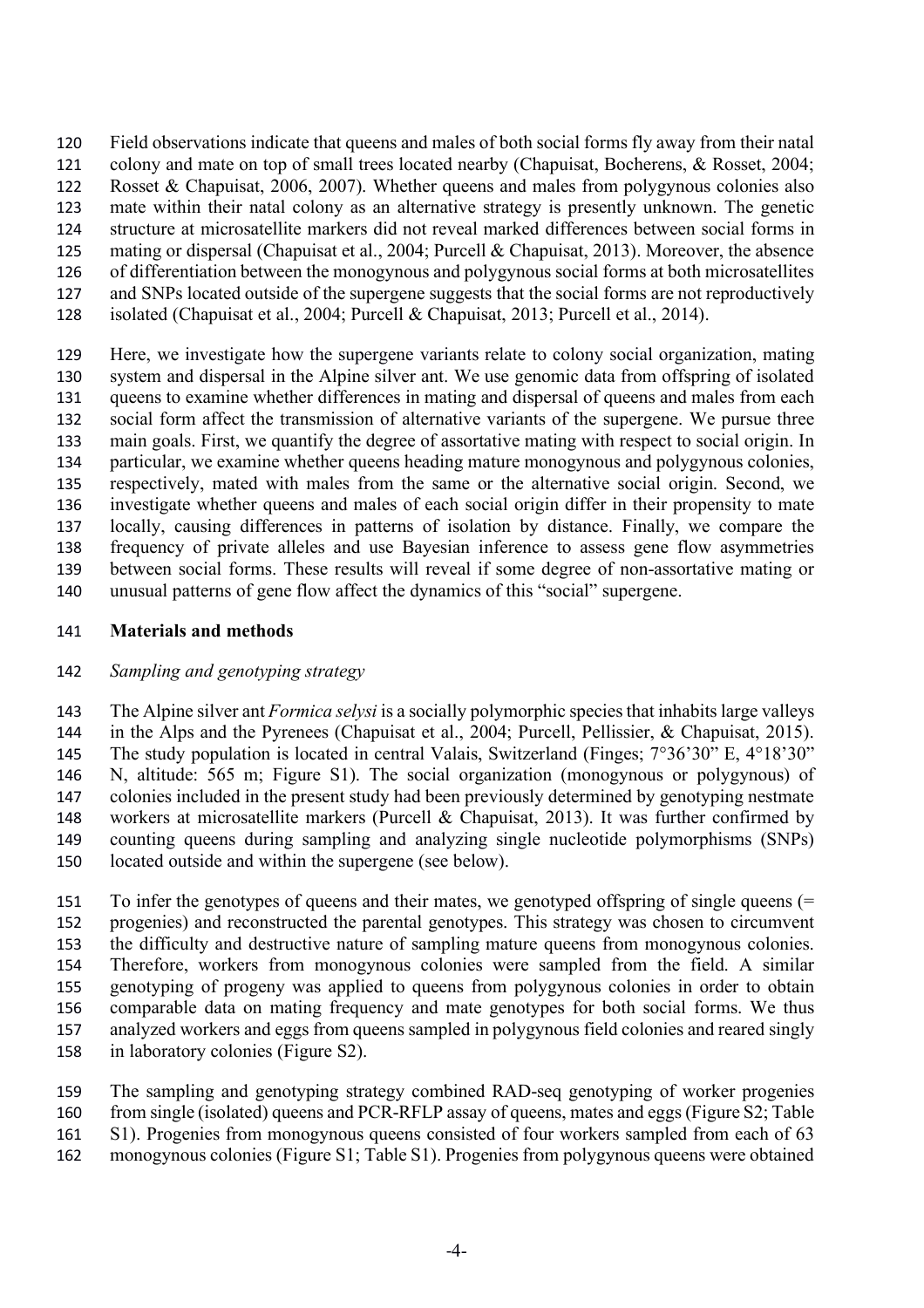Field observations indicate that queens and males of both social forms fly away from their natal colony and mate on top of small trees located nearby (Chapuisat, Bocherens, & Rosset, 2004; Rosset & Chapuisat, 2006, 2007). Whether queens and males from polygynous colonies also mate within their natal colony as an alternative strategy is presently unknown. The genetic structure at microsatellite markers did not reveal marked differences between social forms in mating or dispersal (Chapuisat et al., 2004; Purcell & Chapuisat, 2013). Moreover, the absence of differentiation between the monogynous and polygynous social forms at both microsatellites and SNPs located outside of the supergene suggests that the social forms are not reproductively isolated (Chapuisat et al., 2004; Purcell & Chapuisat, 2013; Purcell et al., 2014).

Here, we investigate how the supergene variants relate to colony social organization, mating system and dispersal in the Alpine silver ant. We use genomic data from offspring of isolated queens to examine whether differences in mating and dispersal of queens and males from each social form affect the transmission of alternative variants of the supergene. We pursue three main goals. First, we quantify the degree of assortative mating with respect to social origin. In particular, we examine whether queens heading mature monogynous and polygynous colonies, respectively, mated with males from the same or the alternative social origin. Second, we investigate whether queens and males of each social origin differ in their propensity to mate locally, causing differences in patterns of isolation by distance. Finally, we compare the frequency of private alleles and use Bayesian inference to assess gene flow asymmetries between social forms. These results will reveal if some degree of non-assortative mating or unusual patterns of gene flow affect the dynamics of this "social" supergene.

## Materials and methods

### *Sampling and genotyping strategy*

The Alpine silver ant *Formica selysi* is a socially polymorphic species that inhabits large valleys in the Alps and the Pyrenees (Chapuisat et al., 2004; Purcell, Pellissier, & Chapuisat, 2015). The study population is located in central Valais, Switzerland (Finges; 7°36'30" E, 4°18'30" N, altitude: 565 m; Figure S1). The social organization (monogynous or polygynous) of colonies included in the present study had been previously determined by genotyping nestmate workers at microsatellite markers (Purcell & Chapuisat, 2013). It was further confirmed by counting queens during sampling and analyzing single nucleotide polymorphisms (SNPs) located outside and within the supergene (see below).

To infer the genotypes of queens and their mates, we genotyped offspring of single queens (= progenies) and reconstructed the parental genotypes. This strategy was chosen to circumvent the difficulty and destructive nature of sampling mature queens from monogynous colonies. Therefore, workers from monogynous colonies were sampled from the field. A similar genotyping of progeny was applied to queens from polygynous colonies in order to obtain comparable data on mating frequency and mate genotypes for both social forms. We thus analyzed workers and eggs from queens sampled in polygynous field colonies and reared singly in laboratory colonies (Figure S2).

The sampling and genotyping strategy combined RAD-seq genotyping of worker progenies from single (isolated) queens and PCR-RFLP assay of queens, mates and eggs (Figure S2; Table S1). Progenies from monogynous queens consisted of four workers sampled from each of 63 monogynous colonies (Figure S1; Table S1). Progenies from polygynous queens were obtained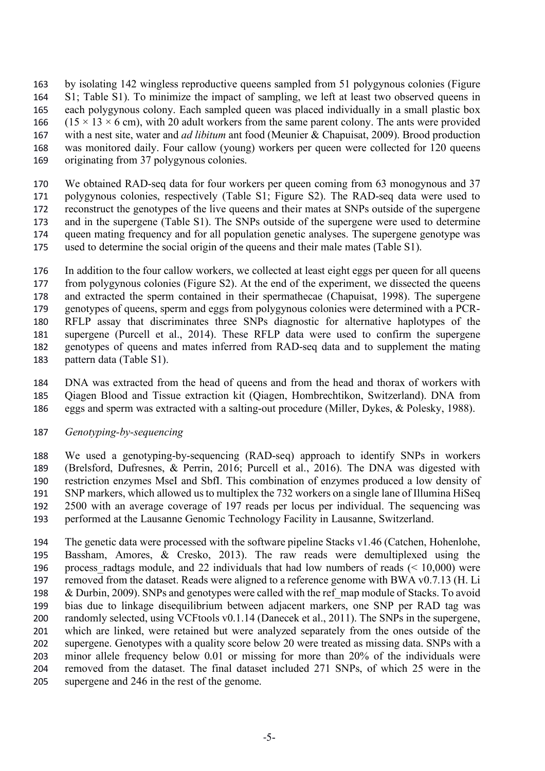by isolating 142 wingless reproductive queens sampled from 51 polygynous colonies (Figure S1; Table S1). To minimize the impact of sampling, we left at least two observed queens in each polygynous colony. Each sampled queen was placed individually in a small plastic box ($15 \times 13 \times 6$ cm), with 20 adult workers from the same parent colony. The ants were provided with a nest site, water and *ad libitum* ant food (Meunier & Chapuisat, 2009). Brood production was monitored daily. Four callow (young) workers per queen were collected for 120 queens originating from 37 polygynous colonies.

We obtained RAD-seq data for four workers per queen coming from 63 monogynous and 37 polygynous colonies, respectively (Table S1; Figure S2). The RAD-seq data were used to reconstruct the genotypes of the live queens and their mates at SNPs outside of the supergene and in the supergene (Table S1). The SNPs outside of the supergene were used to determine queen mating frequency and for all population genetic analyses. The supergene genotype was used to determine the social origin of the queens and their male mates (Table S1).

In addition to the four callow workers, we collected at least eight eggs per queen for all queens from polygynous colonies (Figure S2). At the end of the experiment, we dissected the queens and extracted the sperm contained in their spermathecae (Chapuisat, 1998). The supergene genotypes of queens, sperm and eggs from polygynous colonies were determined with a PCR-RFLP assay that discriminates three SNPs diagnostic for alternative haplotypes of the supergene (Purcell et al., 2014). These RFLP data were used to confirm the supergene genotypes of queens and mates inferred from RAD-seq data and to supplement the mating pattern data (Table S1).

DNA was extracted from the head of queens and from the head and thorax of workers with Qiagen Blood and Tissue extraction kit (Qiagen, Hombrechtikon, Switzerland). DNA from eggs and sperm was extracted with a salting-out procedure (Miller, Dykes, & Polesky, 1988).

*Genotyping-by-sequencing*

We used a genotyping-by-sequencing (RAD-seq) approach to identify SNPs in workers (Brelsford, Dufresnes, & Perrin, 2016; Purcell et al., 2016). The DNA was digested with restriction enzymes MseI and SbfI. This combination of enzymes produced a low density of SNP markers, which allowed us to multiplex the 732 workers on a single lane of Illumina HiSeq 2500 with an average coverage of 197 reads per locus per individual. The sequencing was performed at the Lausanne Genomic Technology Facility in Lausanne, Switzerland.

The genetic data were processed with the software pipeline Stacks v1.46 (Catchen, Hohenlohe, Bassham, Amores, & Cresko, 2013). The raw reads were demultiplexed using the process_radtags module, and 22 individuals that had low numbers of reads (< 10,000) were removed from the dataset. Reads were aligned to a reference genome with BWA v0.7.13 (H. Li & Durbin, 2009). SNPs and genotypes were called with the ref_map module of Stacks. To avoid bias due to linkage disequilibrium between adjacent markers, one SNP per RAD tag was randomly selected, using VCFtools v0.1.14 (Danecek et al., 2011). The SNPs in the supergene, which are linked, were retained but were analyzed separately from the ones outside of the supergene. Genotypes with a quality score below 20 were treated as missing data. SNPs with a minor allele frequency below 0.01 or missing for more than 20% of the individuals were removed from the dataset. The final dataset included 271 SNPs, of which 25 were in the supergene and 246 in the rest of the genome.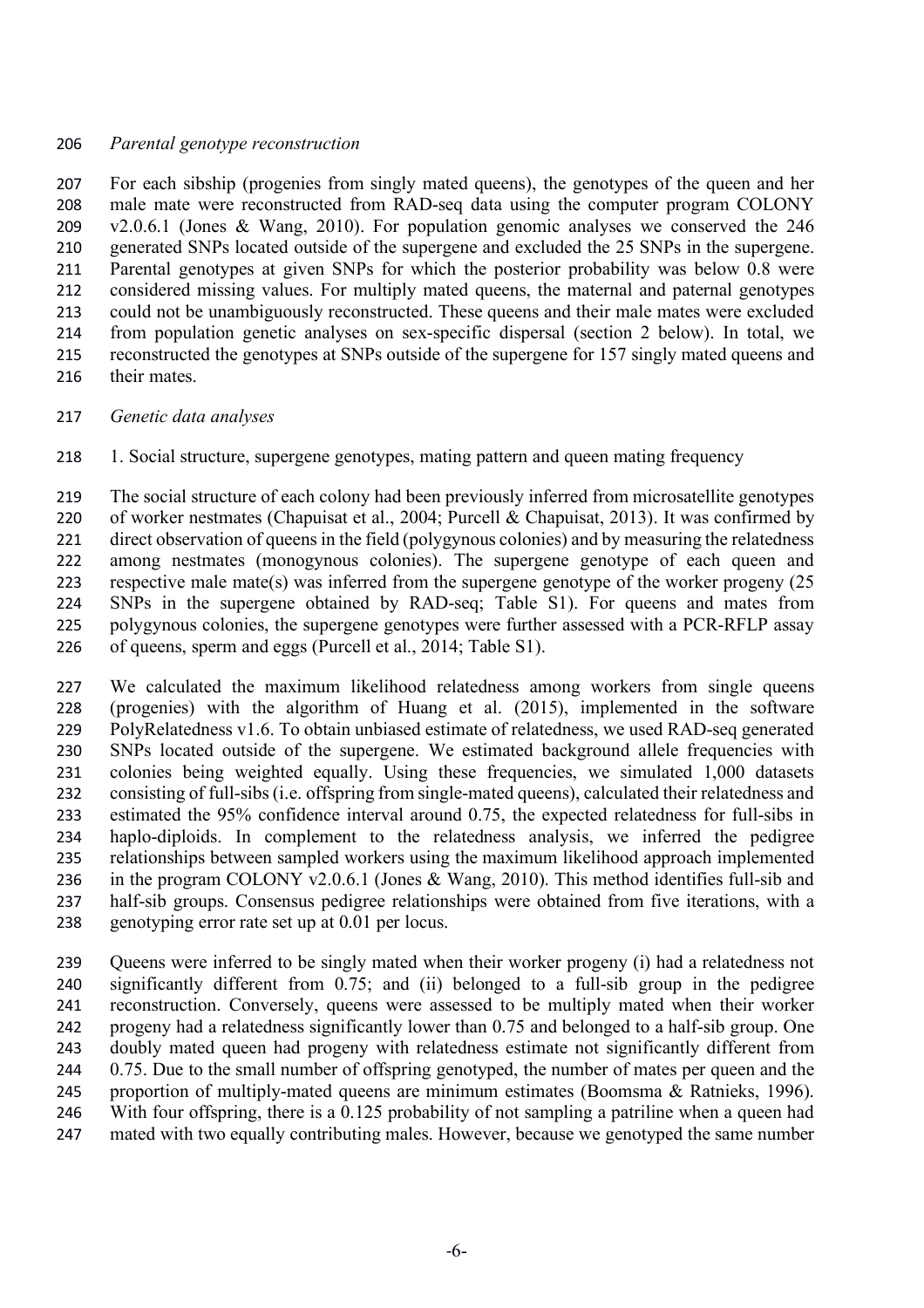*Parental genotype reconstruction*

For each sibship (progenies from singly mated queens), the genotypes of the queen and her male mate were reconstructed from RAD-seq data using the computer program COLONY v2.0.6.1 (Jones & Wang, 2010). For population genomic analyses we conserved the 246 generated SNPs located outside of the supergene and excluded the 25 SNPs in the supergene. Parental genotypes at given SNPs for which the posterior probability was below 0.8 were considered missing values. For multiply mated queens, the maternal and paternal genotypes could not be unambiguously reconstructed. These queens and their male mates were excluded from population genetic analyses on sex-specific dispersal (section 2 below). In total, we reconstructed the genotypes at SNPs outside of the supergene for 157 singly mated queens and their mates.

*Genetic data analyses*

1. Social structure, supergene genotypes, mating pattern and queen mating frequency

The social structure of each colony had been previously inferred from microsatellite genotypes of worker nestmates (Chapuisat et al., 2004; Purcell & Chapuisat, 2013). It was confirmed by direct observation of queens in the field (polygynous colonies) and by measuring the relatedness among nestmates (monogynous colonies). The supergene genotype of each queen and respective male mate(s) was inferred from the supergene genotype of the worker progeny (25 SNPs in the supergene obtained by RAD-seq; Table S1). For queens and mates from polygynous colonies, the supergene genotypes were further assessed with a PCR-RFLP assay of queens, sperm and eggs (Purcell et al., 2014; Table S1).

We calculated the maximum likelihood relatedness among workers from single queens (progenies) with the algorithm of Huang et al. (2015), implemented in the software PolyRelatedness v1.6. To obtain unbiased estimate of relatedness, we used RAD-seq generated SNPs located outside of the supergene. We estimated background allele frequencies with colonies being weighted equally. Using these frequencies, we simulated 1,000 datasets consisting of full-sibs (i.e. offspring from single-mated queens), calculated their relatedness and estimated the 95% confidence interval around 0.75, the expected relatedness for full-sibs in haplo-diploids. In complement to the relatedness analysis, we inferred the pedigree relationships between sampled workers using the maximum likelihood approach implemented in the program COLONY v2.0.6.1 (Jones & Wang, 2010). This method identifies full-sib and half-sib groups. Consensus pedigree relationships were obtained from five iterations, with a genotyping error rate set up at 0.01 per locus.

Queens were inferred to be singly mated when their worker progeny (i) had a relatedness not significantly different from 0.75; and (ii) belonged to a full-sib group in the pedigree reconstruction. Conversely, queens were assessed to be multiply mated when their worker progeny had a relatedness significantly lower than 0.75 and belonged to a half-sib group. One doubly mated queen had progeny with relatedness estimate not significantly different from 0.75. Due to the small number of offspring genotyped, the number of mates per queen and the proportion of multiply-mated queens are minimum estimates (Boomsma & Ratnieks, 1996). With four offspring, there is a 0.125 probability of not sampling a patriline when a queen had mated with two equally contributing males. However, because we genotyped the same number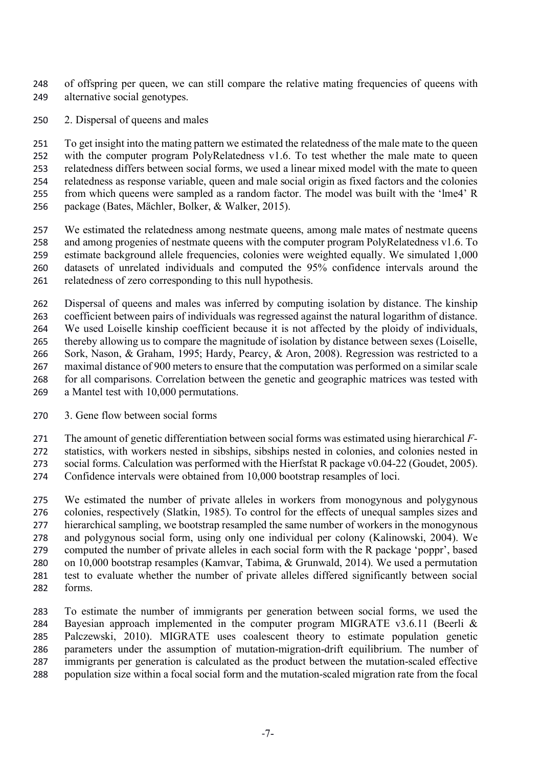of offspring per queen, we can still compare the relative mating frequencies of queens with alternative social genotypes.

## 2. Dispersal of queens and males

To get insight into the mating pattern we estimated the relatedness of the male mate to the queen with the computer program PolyRelatedness v1.6. To test whether the male mate to queen relatedness differs between social forms, we used a linear mixed model with the mate to queen relatedness as response variable, queen and male social origin as fixed factors and the colonies from which queens were sampled as a random factor. The model was built with the 'lme4' R package (Bates, Mächler, Bolker, & Walker, 2015).

We estimated the relatedness among nestmate queens, among male mates of nestmate queens and among progenies of nestmate queens with the computer program PolyRelatedness v1.6. To estimate background allele frequencies, colonies were weighted equally. We simulated 1,000 datasets of unrelated individuals and computed the 95% confidence intervals around the relatedness of zero corresponding to this null hypothesis.

Dispersal of queens and males was inferred by computing isolation by distance. The kinship coefficient between pairs of individuals was regressed against the natural logarithm of distance. We used Loiselle kinship coefficient because it is not affected by the ploidy of individuals, thereby allowing us to compare the magnitude of isolation by distance between sexes (Loiselle, Sork, Nason, & Graham, 1995; Hardy, Pearcy, & Aron, 2008). Regression was restricted to a maximal distance of 900 meters to ensure that the computation was performed on a similar scale for all comparisons. Correlation between the genetic and geographic matrices was tested with a Mantel test with 10,000 permutations.

## 3. Gene flow between social forms

The amount of genetic differentiation between social forms was estimated using hierarchical *F*-statistics, with workers nested in sibships, sibships nested in colonies, and colonies nested in social forms. Calculation was performed with the Hierfstat R package v0.04-22 (Goudet, 2005). Confidence intervals were obtained from 10,000 bootstrap resamples of loci.

We estimated the number of private alleles in workers from monogynous and polygynous colonies, respectively (Slatkin, 1985). To control for the effects of unequal samples sizes and hierarchical sampling, we bootstrap resampled the same number of workers in the monogynous and polygynous social form, using only one individual per colony (Kalinowski, 2004). We computed the number of private alleles in each social form with the R package 'poppr', based on 10,000 bootstrap resamples (Kamvar, Tabima, & Grunwald, 2014). We used a permutation test to evaluate whether the number of private alleles differed significantly between social forms.

To estimate the number of immigrants per generation between social forms, we used the Bayesian approach implemented in the computer program MIGRATE v3.6.11 (Beerli & Palczewski, 2010). MIGRATE uses coalescent theory to estimate population genetic parameters under the assumption of mutation-migration-drift equilibrium. The number of immigrants per generation is calculated as the product between the mutation-scaled effective population size within a focal social form and the mutation-scaled migration rate from the focal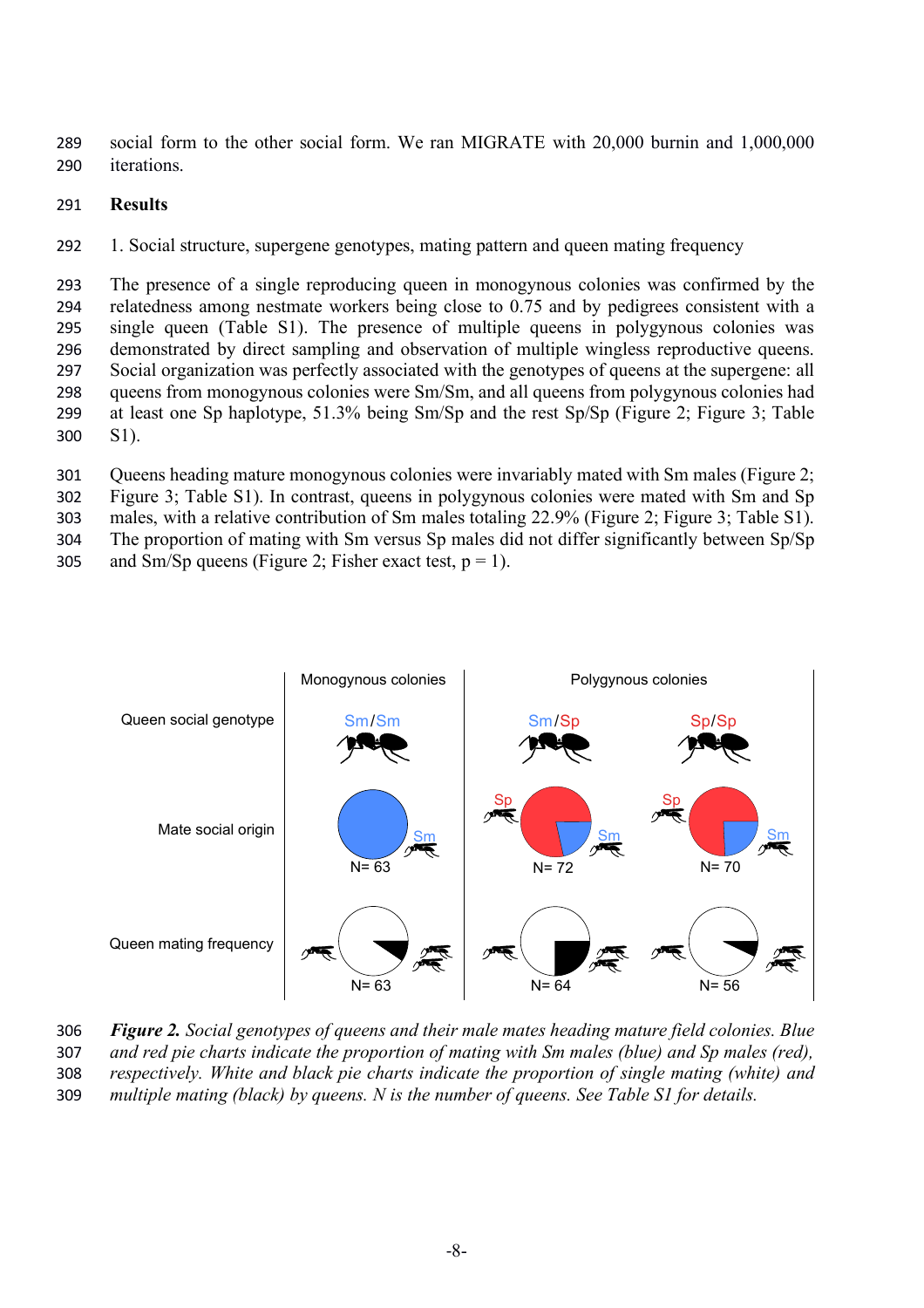social form to the other social form. We ran MIGRATE with 20,000 burnin and 1,000,000 iterations.

## Results

### 1. Social structure, supergene genotypes, mating pattern and queen mating frequency

The presence of a single reproducing queen in monogynous colonies was confirmed by the relatedness among nestmate workers being close to 0.75 and by pedigrees consistent with a single queen (Table S1). The presence of multiple queens in polygynous colonies was demonstrated by direct sampling and observation of multiple wingless reproductive queens. Social organization was perfectly associated with the genotypes of queens at the supergene: all queens from monogynous colonies were Sm/Sm, and all queens from polygynous colonies had at least one Sp haplotype, 51.3% being Sm/Sp and the rest Sp/Sp (Figure 2; Figure 3; Table S1).

Queens heading mature monogynous colonies were invariably mated with Sm males (Figure 2; Figure 3; Table S1). In contrast, queens in polygynous colonies were mated with Sm and Sp males, with a relative contribution of Sm males totaling 22.9% (Figure 2; Figure 3; Table S1). The proportion of mating with Sm versus Sp males did not differ significantly between Sp/Sp and Sm/Sp queens (Figure 2; Fisher exact test, $p = 1$).

*Figure 2. Social genotypes of queens and their male mates heading mature field colonies. Blue and red pie charts indicate the proportion of mating with Sm males (blue) and Sp males (red), respectively. White and black pie charts indicate the proportion of single mating (white) and multiple mating (black) by queens. N is the number of queens. See Table S1 for details.*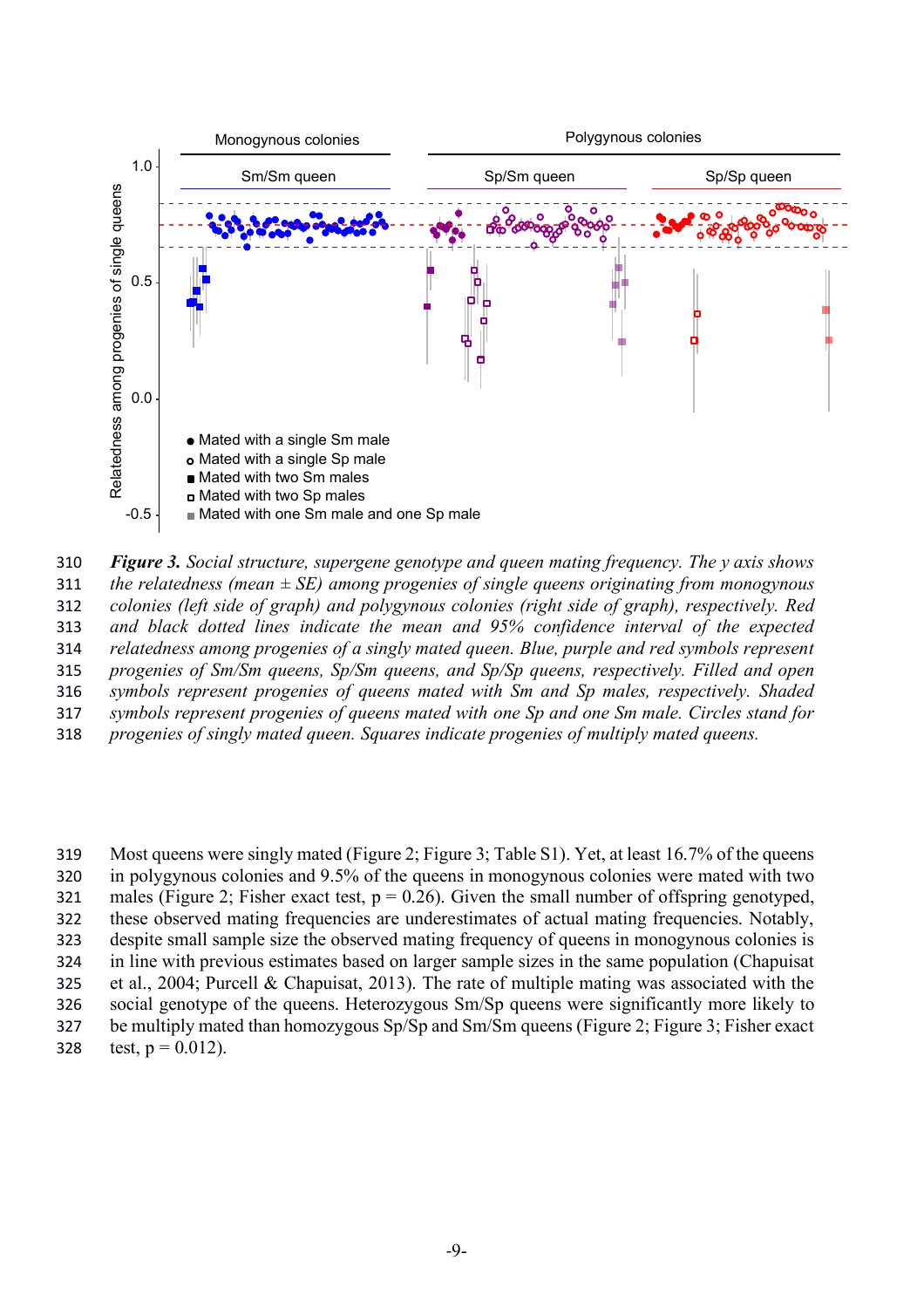*Figure 3. Social structure, supergene genotype and queen mating frequency. The y axis shows the relatedness (mean ± SE) among progenies of single queens originating from monogynous colonies (left side of graph) and polygynous colonies (right side of graph), respectively. Red and black dotted lines indicate the mean and 95% confidence interval of the expected relatedness among progenies of a singly mated queen. Blue, purple and red symbols represent progenies of Sm/Sm queens, Sp/Sm queens, and Sp/Sp queens, respectively. Filled and open symbols represent progenies of queens mated with Sm and Sp males, respectively. Shaded symbols represent progenies of queens mated with one Sp and one Sm male. Circles stand for progenies of singly mated queen. Squares indicate progenies of multiply mated queens.*

Most queens were singly mated (Figure 2; Figure 3; Table S1). Yet, at least 16.7% of the queens in polygynous colonies and 9.5% of the queens in monogynous colonies were mated with two males (Figure 2; Fisher exact test, $p = 0.26$). Given the small number of offspring genotyped, these observed mating frequencies are underestimates of actual mating frequencies. Notably, despite small sample size the observed mating frequency of queens in monogynous colonies is in line with previous estimates based on larger sample sizes in the same population (Chapuisat et al., 2004; Purcell & Chapuisat, 2013). The rate of multiple mating was associated with the social genotype of the queens. Heterozygous Sm/Sp queens were significantly more likely to be multiply mated than homozygous Sp/Sp and Sm/Sm queens (Figure 2; Figure 3; Fisher exact test, $p = 0.012$).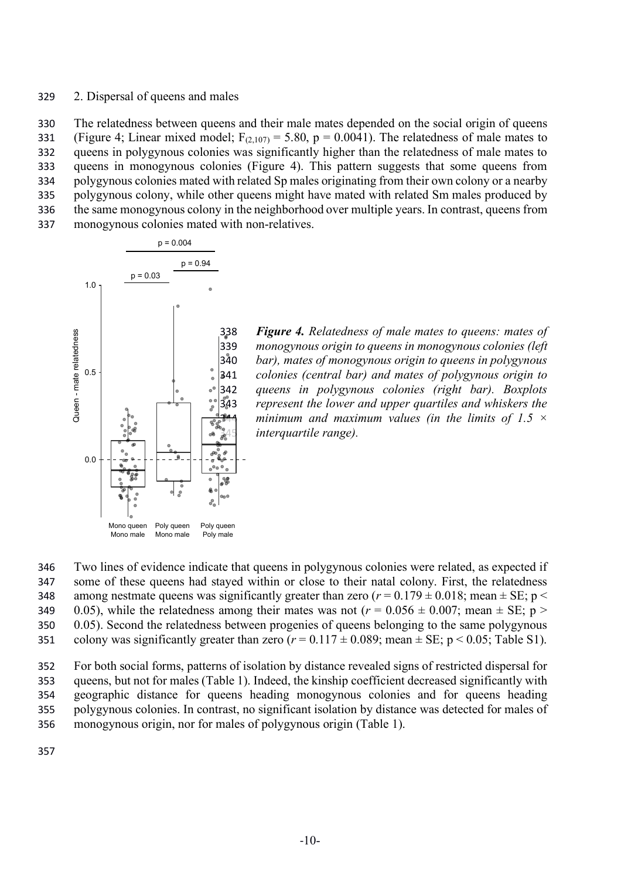2. Dispersal of queens and males

The relatedness between queens and their male mates depended on the social origin of queens (Figure 4; Linear mixed model; $F_{(2,107)} = 5.80$, $p = 0.0041$). The relatedness of male mates to queens in polygynous colonies was significantly higher than the relatedness of male mates to queens in monogynous colonies (Figure 4). This pattern suggests that some queens from polygynous colonies mated with related Sp males originating from their own colony or a nearby polygynous colony, while other queens might have mated with related Sm males produced by the same monogynous colony in the neighborhood over multiple years. In contrast, queens from monogynous colonies mated with non-relatives.

***Figure 4.*** *Relatedness of male mates to queens: mates of monogynous origin to queens in monogynous colonies (left bar), mates of monogynous origin to queens in polygynous colonies (central bar) and mates of polygynous origin to queens in polygynous colonies (right bar). Boxplots represent the lower and upper quartiles and whiskers the minimum and maximum values (in the limits of 1.5 × interquartile range).*

Two lines of evidence indicate that queens in polygynous colonies were related, as expected if some of these queens had stayed within or close to their natal colony. First, the relatedness among nestmate queens was significantly greater than zero ($r = 0.179 \pm 0.018$; mean ± SE; $p < 0.05$), while the relatedness among their mates was not ($r = 0.056 \pm 0.007$; mean ± SE; $p > 0.05$). Second the relatedness between progenies of queens belonging to the same polygynous colony was significantly greater than zero ($r = 0.117 \pm 0.089$; mean ± SE; $p < 0.05$; Table S1).

For both social forms, patterns of isolation by distance revealed signs of restricted dispersal for queens, but not for males (Table 1). Indeed, the kinship coefficient decreased significantly with geographic distance for queens heading monogynous colonies and for queens heading polygynous colonies. In contrast, no significant isolation by distance was detected for males of monogynous origin, nor for males of polygynous origin (Table 1).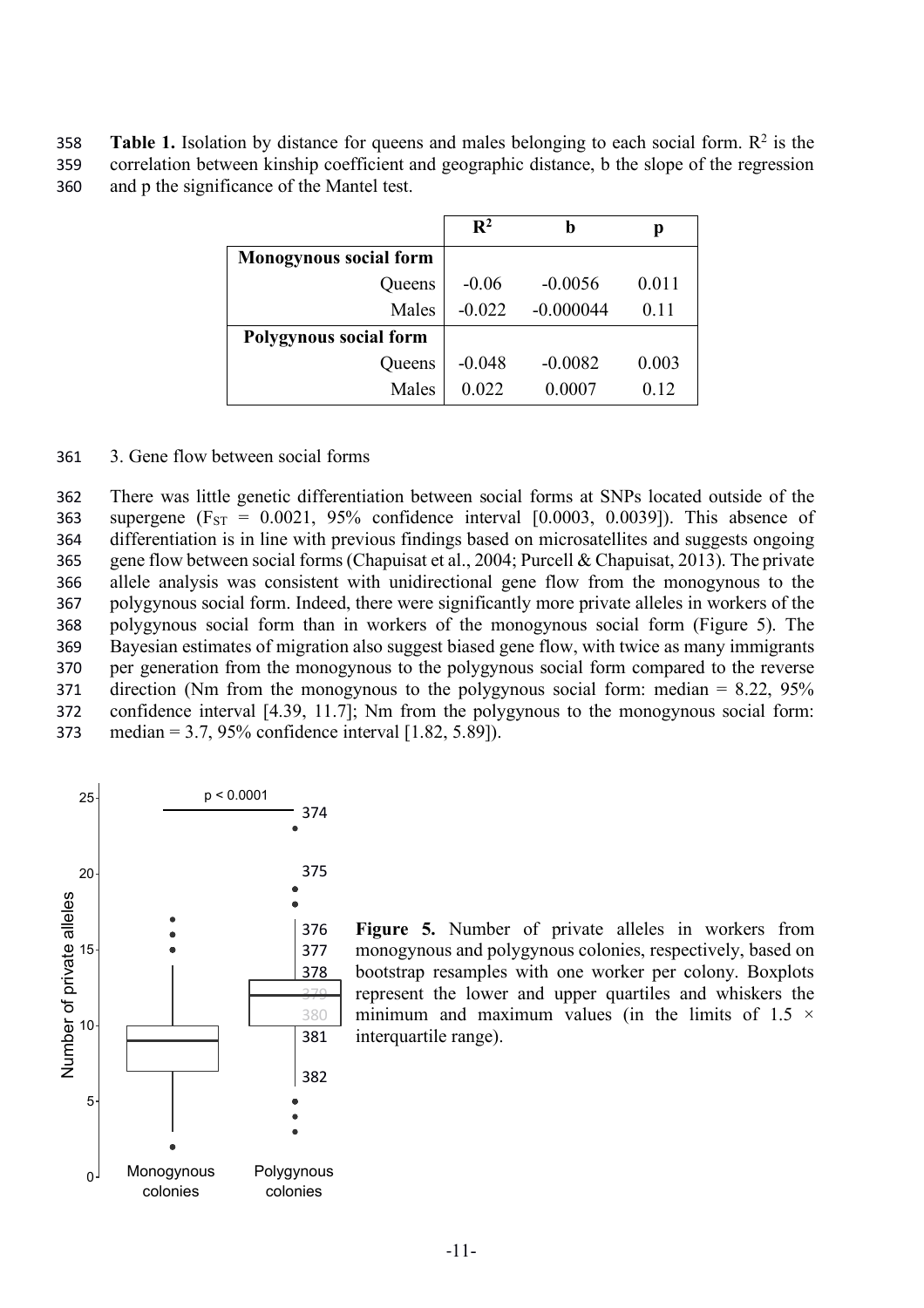**Table 1.** Isolation by distance for queens and males belonging to each social form. $R^2$ is the correlation between kinship coefficient and geographic distance, b the slope of the regression and p the significance of the Mantel test.

| | $R^2$ | b | p |
|---|---|---|---|
| **Monogynous social form** | | | |
| Queens | -0.06 | -0.0056 | 0.011 |
| Males | -0.022 | -0.000044 | 0.11 |
| **Polygynous social form** | | | |
| Queens | -0.048 | -0.0082 | 0.003 |
| Males | 0.022 | 0.0007 | 0.12 |

3. Gene flow between social forms

There was little genetic differentiation between social forms at SNPs located outside of the supergene ($F_{ST}$ = 0.0021, 95% confidence interval [0.0003, 0.0039]). This absence of differentiation is in line with previous findings based on microsatellites and suggests ongoing gene flow between social forms (Chapuisat et al., 2004; Purcell & Chapuisat, 2013). The private allele analysis was consistent with unidirectional gene flow from the monogynous to the polygynous social form. Indeed, there were significantly more private alleles in workers of the polygynous social form than in workers of the monogynous social form (Figure 5). The Bayesian estimates of migration also suggest biased gene flow, with twice as many immigrants per generation from the monogynous to the polygynous social form compared to the reverse direction (Nm from the monogynous to the polygynous social form: median = 8.22, 95% confidence interval [4.39, 11.7]; Nm from the polygynous to the monogynous social form: median = 3.7, 95% confidence interval [1.82, 5.89]).

**Figure 5.** Number of private alleles in workers from monogynous and polygynous colonies, respectively, based on bootstrap resamples with one worker per colony. Boxplots represent the lower and upper quartiles and whiskers the minimum and maximum values (in the limits of 1.5 × interquartile range).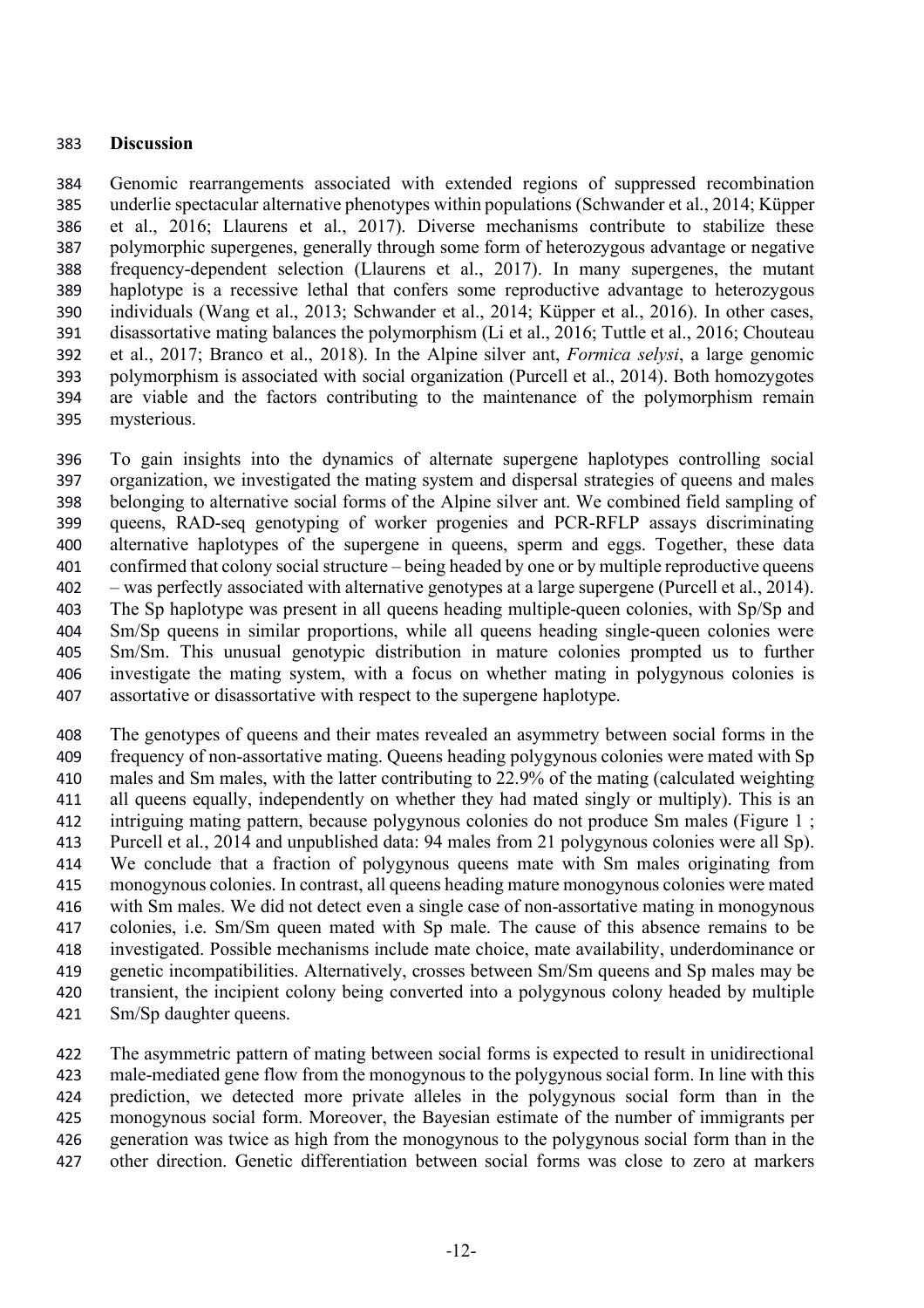## Discussion

Genomic rearrangements associated with extended regions of suppressed recombination underlie spectacular alternative phenotypes within populations (Schwander et al., 2014; Küpper et al., 2016; Llaurens et al., 2017). Diverse mechanisms contribute to stabilize these polymorphic supergenes, generally through some form of heterozygous advantage or negative frequency-dependent selection (Llaurens et al., 2017). In many supergenes, the mutant haplotype is a recessive lethal that confers some reproductive advantage to heterozygous individuals (Wang et al., 2013; Schwander et al., 2014; Küpper et al., 2016). In other cases, disassortative mating balances the polymorphism (Li et al., 2016; Tuttle et al., 2016; Chouteau et al., 2017; Branco et al., 2018). In the Alpine silver ant, *Formica selysi*, a large genomic polymorphism is associated with social organization (Purcell et al., 2014). Both homozygotes are viable and the factors contributing to the maintenance of the polymorphism remain mysterious.

To gain insights into the dynamics of alternate supergene haplotypes controlling social organization, we investigated the mating system and dispersal strategies of queens and males belonging to alternative social forms of the Alpine silver ant. We combined field sampling of queens, RAD-seq genotyping of worker progenies and PCR-RFLP assays discriminating alternative haplotypes of the supergene in queens, sperm and eggs. Together, these data confirmed that colony social structure – being headed by one or by multiple reproductive queens – was perfectly associated with alternative genotypes at a large supergene (Purcell et al., 2014). The Sp haplotype was present in all queens heading multiple-queen colonies, with Sp/Sp and Sm/Sp queens in similar proportions, while all queens heading single-queen colonies were Sm/Sm. This unusual genotypic distribution in mature colonies prompted us to further investigate the mating system, with a focus on whether mating in polygynous colonies is assortative or disassortative with respect to the supergene haplotype.

The genotypes of queens and their mates revealed an asymmetry between social forms in the frequency of non-assortative mating. Queens heading polygynous colonies were mated with Sp males and Sm males, with the latter contributing to 22.9% of the mating (calculated weighting all queens equally, independently on whether they had mated singly or multiply). This is an intriguing mating pattern, because polygynous colonies do not produce Sm males (Figure 1 ; Purcell et al., 2014 and unpublished data: 94 males from 21 polygynous colonies were all Sp). We conclude that a fraction of polygynous queens mate with Sm males originating from monogynous colonies. In contrast, all queens heading mature monogynous colonies were mated with Sm males. We did not detect even a single case of non-assortative mating in monogynous colonies, i.e. Sm/Sm queen mated with Sp male. The cause of this absence remains to be investigated. Possible mechanisms include mate choice, mate availability, underdominance or genetic incompatibilities. Alternatively, crosses between Sm/Sm queens and Sp males may be transient, the incipient colony being converted into a polygynous colony headed by multiple Sm/Sp daughter queens.

The asymmetric pattern of mating between social forms is expected to result in unidirectional male-mediated gene flow from the monogynous to the polygynous social form. In line with this prediction, we detected more private alleles in the polygynous social form than in the monogynous social form. Moreover, the Bayesian estimate of the number of immigrants per generation was twice as high from the monogynous to the polygynous social form than in the other direction. Genetic differentiation between social forms was close to zero at markers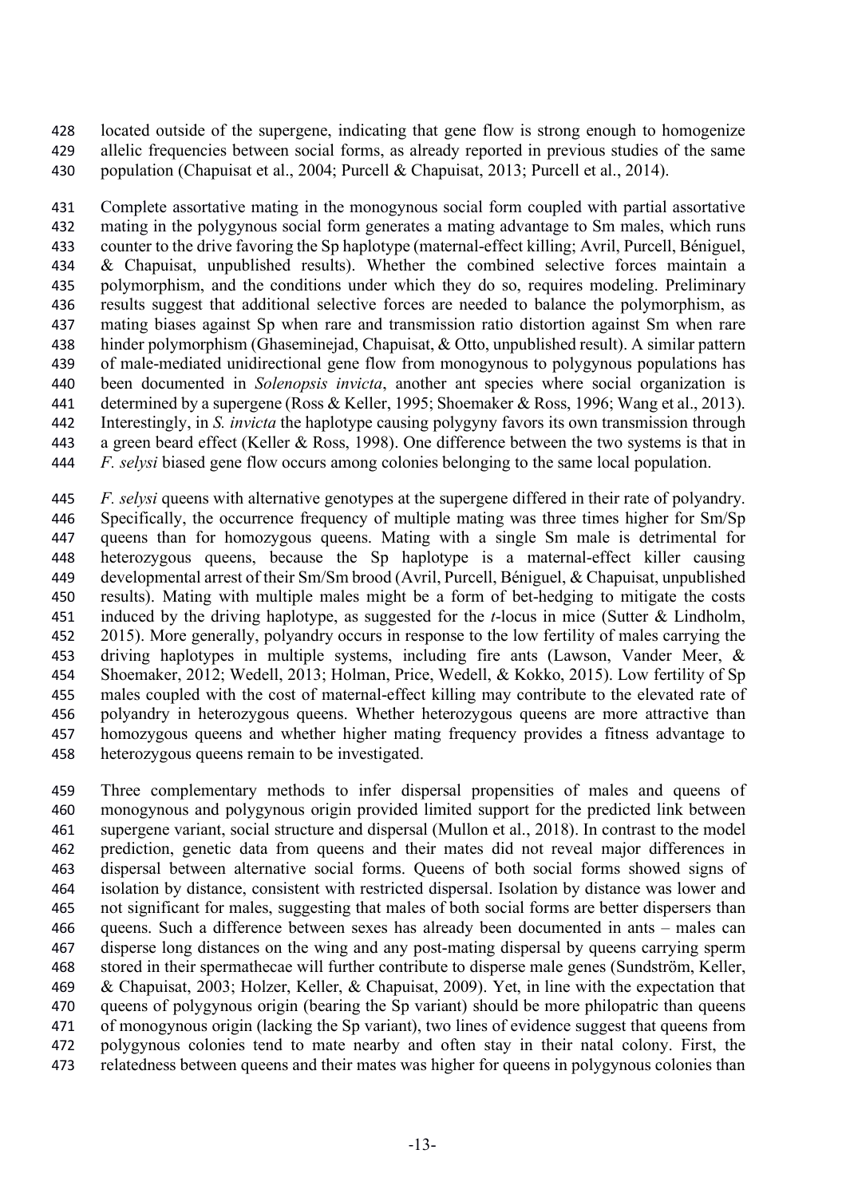located outside of the supergene, indicating that gene flow is strong enough to homogenize allelic frequencies between social forms, as already reported in previous studies of the same population (Chapuisat et al., 2004; Purcell & Chapuisat, 2013; Purcell et al., 2014).

Complete assortative mating in the monogynous social form coupled with partial assortative mating in the polygynous social form generates a mating advantage to Sm males, which runs counter to the drive favoring the Sp haplotype (maternal-effect killing; Avril, Purcell, Béniguel, & Chapuisat, unpublished results). Whether the combined selective forces maintain a polymorphism, and the conditions under which they do so, requires modeling. Preliminary results suggest that additional selective forces are needed to balance the polymorphism, as mating biases against Sp when rare and transmission ratio distortion against Sm when rare hinder polymorphism (Ghaseminejad, Chapuisat, & Otto, unpublished result). A similar pattern of male-mediated unidirectional gene flow from monogynous to polygynous populations has been documented in *Solenopsis invicta*, another ant species where social organization is determined by a supergene (Ross & Keller, 1995; Shoemaker & Ross, 1996; Wang et al., 2013). Interestingly, in *S. invicta* the haplotype causing polygyny favors its own transmission through a green beard effect (Keller & Ross, 1998). One difference between the two systems is that in *F. selysi* biased gene flow occurs among colonies belonging to the same local population.

*F. selysi* queens with alternative genotypes at the supergene differed in their rate of polyandry. Specifically, the occurrence frequency of multiple mating was three times higher for Sm/Sp queens than for homozygous queens. Mating with a single Sm male is detrimental for heterozygous queens, because the Sp haplotype is a maternal-effect killer causing developmental arrest of their Sm/Sm brood (Avril, Purcell, Béniguel, & Chapuisat, unpublished results). Mating with multiple males might be a form of bet-hedging to mitigate the costs induced by the driving haplotype, as suggested for the *t*-locus in mice (Sutter & Lindholm, 2015). More generally, polyandry occurs in response to the low fertility of males carrying the driving haplotypes in multiple systems, including fire ants (Lawson, Vander Meer, & Shoemaker, 2012; Wedell, 2013; Holman, Price, Wedell, & Kokko, 2015). Low fertility of Sp males coupled with the cost of maternal-effect killing may contribute to the elevated rate of polyandry in heterozygous queens. Whether heterozygous queens are more attractive than homozygous queens and whether higher mating frequency provides a fitness advantage to heterozygous queens remain to be investigated.

Three complementary methods to infer dispersal propensities of males and queens of monogynous and polygynous origin provided limited support for the predicted link between supergene variant, social structure and dispersal (Mullon et al., 2018). In contrast to the model prediction, genetic data from queens and their mates did not reveal major differences in dispersal between alternative social forms. Queens of both social forms showed signs of isolation by distance, consistent with restricted dispersal. Isolation by distance was lower and not significant for males, suggesting that males of both social forms are better dispersers than queens. Such a difference between sexes has already been documented in ants – males can disperse long distances on the wing and any post-mating dispersal by queens carrying sperm stored in their spermathecae will further contribute to disperse male genes (Sundström, Keller, & Chapuisat, 2003; Holzer, Keller, & Chapuisat, 2009). Yet, in line with the expectation that queens of polygynous origin (bearing the Sp variant) should be more philopatric than queens of monogynous origin (lacking the Sp variant), two lines of evidence suggest that queens from polygynous colonies tend to mate nearby and often stay in their natal colony. First, the relatedness between queens and their mates was higher for queens in polygynous colonies than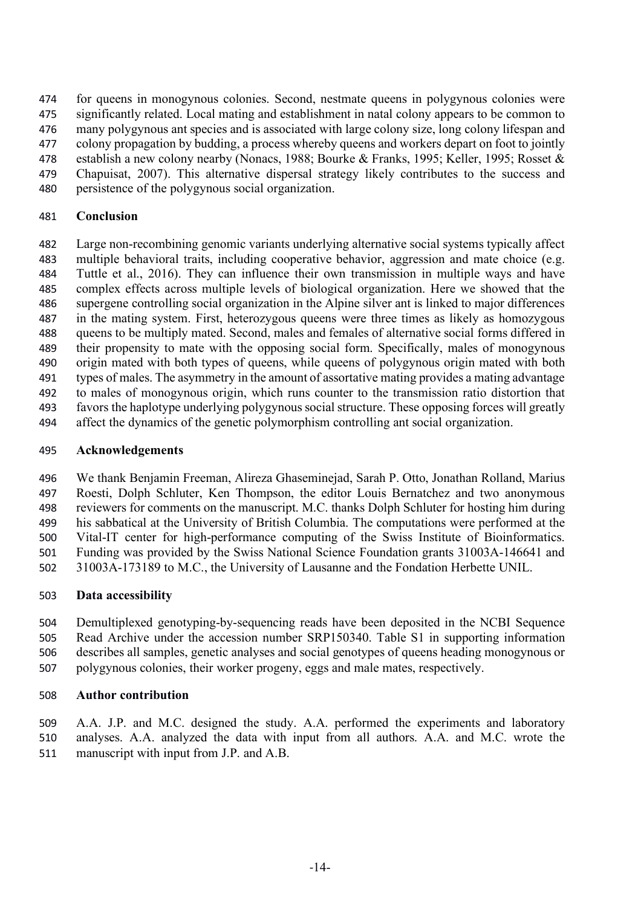for queens in monogynous colonies. Second, nestmate queens in polygynous colonies were significantly related. Local mating and establishment in natal colony appears to be common to many polygynous ant species and is associated with large colony size, long colony lifespan and colony propagation by budding, a process whereby queens and workers depart on foot to jointly establish a new colony nearby (Nonacs, 1988; Bourke & Franks, 1995; Keller, 1995; Rosset & Chapuisat, 2007). This alternative dispersal strategy likely contributes to the success and persistence of the polygynous social organization.

## Conclusion

Large non-recombining genomic variants underlying alternative social systems typically affect multiple behavioral traits, including cooperative behavior, aggression and mate choice (e.g. Tuttle et al., 2016). They can influence their own transmission in multiple ways and have complex effects across multiple levels of biological organization. Here we showed that the supergene controlling social organization in the Alpine silver ant is linked to major differences in the mating system. First, heterozygous queens were three times as likely as homozygous queens to be multiply mated. Second, males and females of alternative social forms differed in their propensity to mate with the opposing social form. Specifically, males of monogynous origin mated with both types of queens, while queens of polygynous origin mated with both types of males. The asymmetry in the amount of assortative mating provides a mating advantage to males of monogynous origin, which runs counter to the transmission ratio distortion that favors the haplotype underlying polygynous social structure. These opposing forces will greatly affect the dynamics of the genetic polymorphism controlling ant social organization.

## Acknowledgements

We thank Benjamin Freeman, Alireza Ghaseminejad, Sarah P. Otto, Jonathan Rolland, Marius Roesti, Dolph Schluter, Ken Thompson, the editor Louis Bernatchez and two anonymous reviewers for comments on the manuscript. M.C. thanks Dolph Schluter for hosting him during his sabbatical at the University of British Columbia. The computations were performed at the Vital-IT center for high-performance computing of the Swiss Institute of Bioinformatics. Funding was provided by the Swiss National Science Foundation grants 31003A-146641 and 31003A-173189 to M.C., the University of Lausanne and the Fondation Herbette UNIL.

## Data accessibility

Demultiplexed genotyping-by-sequencing reads have been deposited in the NCBI Sequence Read Archive under the accession number SRP150340. Table S1 in supporting information describes all samples, genetic analyses and social genotypes of queens heading monogynous or polygynous colonies, their worker progeny, eggs and male mates, respectively.

## Author contribution

A.A. J.P. and M.C. designed the study. A.A. performed the experiments and laboratory analyses. A.A. analyzed the data with input from all authors. A.A. and M.C. wrote the manuscript with input from J.P. and A.B.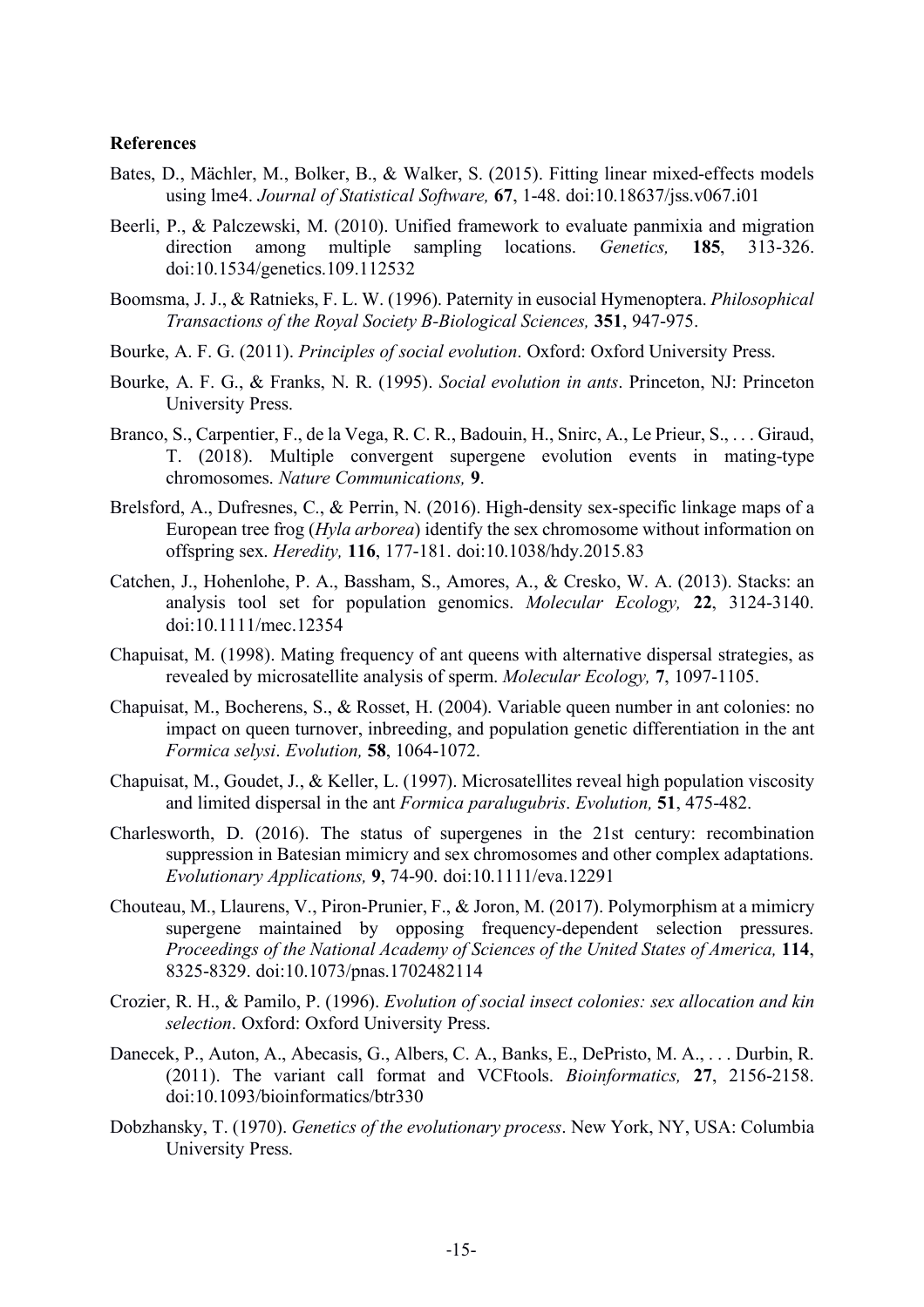**References**

Bates, D., Mächler, M., Bolker, B., & Walker, S. (2015). Fitting linear mixed-effects models using lme4. *Journal of Statistical Software,* **67**, 1-48. doi:10.18637/jss.v067.i01

Beerli, P., & Palczewski, M. (2010). Unified framework to evaluate panmixia and migration direction among multiple sampling locations. *Genetics,* **185**, 313-326. doi:10.1534/genetics.109.112532

Boomsma, J. J., & Ratnieks, F. L. W. (1996). Paternity in eusocial Hymenoptera. *Philosophical Transactions of the Royal Society B-Biological Sciences,* **351**, 947-975.

Bourke, A. F. G. (2011). *Principles of social evolution*. Oxford: Oxford University Press.

Bourke, A. F. G., & Franks, N. R. (1995). *Social evolution in ants*. Princeton, NJ: Princeton University Press.

Branco, S., Carpentier, F., de la Vega, R. C. R., Badouin, H., Snirc, A., Le Prieur, S., . . . Giraud, T. (2018). Multiple convergent supergene evolution events in mating-type chromosomes. *Nature Communications,* **9**.

Brelsford, A., Dufresnes, C., & Perrin, N. (2016). High-density sex-specific linkage maps of a European tree frog (*Hyla arborea*) identify the sex chromosome without information on offspring sex. *Heredity,* **116**, 177-181. doi:10.1038/hdy.2015.83

Catchen, J., Hohenlohe, P. A., Bassham, S., Amores, A., & Cresko, W. A. (2013). Stacks: an analysis tool set for population genomics. *Molecular Ecology,* **22**, 3124-3140. doi:10.1111/mec.12354

Chapuisat, M. (1998). Mating frequency of ant queens with alternative dispersal strategies, as revealed by microsatellite analysis of sperm. *Molecular Ecology,* **7**, 1097-1105.

Chapuisat, M., Bocherens, S., & Rosset, H. (2004). Variable queen number in ant colonies: no impact on queen turnover, inbreeding, and population genetic differentiation in the ant *Formica selysi*. *Evolution,* **58**, 1064-1072.

Chapuisat, M., Goudet, J., & Keller, L. (1997). Microsatellites reveal high population viscosity and limited dispersal in the ant *Formica paralugubris*. *Evolution,* **51**, 475-482.

Charlesworth, D. (2016). The status of supergenes in the 21st century: recombination suppression in Batesian mimicry and sex chromosomes and other complex adaptations. *Evolutionary Applications,* **9**, 74-90. doi:10.1111/eva.12291

Chouteau, M., Llaurens, V., Piron-Prunier, F., & Joron, M. (2017). Polymorphism at a mimicry supergene maintained by opposing frequency-dependent selection pressures. *Proceedings of the National Academy of Sciences of the United States of America,* **114**, 8325-8329. doi:10.1073/pnas.1702482114

Crozier, R. H., & Pamilo, P. (1996). *Evolution of social insect colonies: sex allocation and kin selection*. Oxford: Oxford University Press.

Danecek, P., Auton, A., Abecasis, G., Albers, C. A., Banks, E., DePristo, M. A., . . . Durbin, R. (2011). The variant call format and VCFtools. *Bioinformatics,* **27**, 2156-2158. doi:10.1093/bioinformatics/btr330

Dobzhansky, T. (1970). *Genetics of the evolutionary process*. New York, NY, USA: Columbia University Press.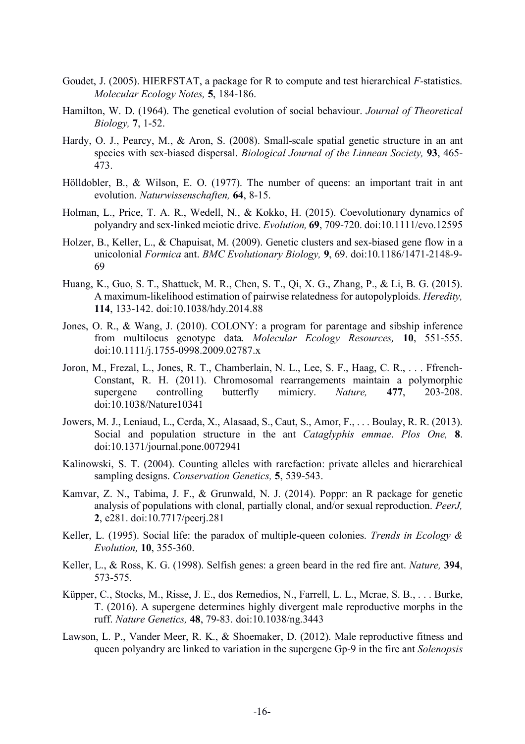Goudet, J. (2005). HIERFSTAT, a package for R to compute and test hierarchical *F*-statistics. *Molecular Ecology Notes,* **5**, 184-186.

Hamilton, W. D. (1964). The genetical evolution of social behaviour. *Journal of Theoretical Biology,* **7**, 1-52.

Hardy, O. J., Pearcy, M., & Aron, S. (2008). Small-scale spatial genetic structure in an ant species with sex-biased dispersal. *Biological Journal of the Linnean Society,* **93**, 465-473.

Hölldobler, B., & Wilson, E. O. (1977). The number of queens: an important trait in ant evolution. *Naturwissenschaften,* **64**, 8-15.

Holman, L., Price, T. A. R., Wedell, N., & Kokko, H. (2015). Coevolutionary dynamics of polyandry and sex-linked meiotic drive. *Evolution,* **69**, 709-720. doi:10.1111/evo.12595

Holzer, B., Keller, L., & Chapuisat, M. (2009). Genetic clusters and sex-biased gene flow in a unicolonial *Formica* ant. *BMC Evolutionary Biology,* **9**, 69. doi:10.1186/1471-2148-9-69

Huang, K., Guo, S. T., Shattuck, M. R., Chen, S. T., Qi, X. G., Zhang, P., & Li, B. G. (2015). A maximum-likelihood estimation of pairwise relatedness for autopolyploids. *Heredity,* **114**, 133-142. doi:10.1038/hdy.2014.88

Jones, O. R., & Wang, J. (2010). COLONY: a program for parentage and sibship inference from multilocus genotype data. *Molecular Ecology Resources,* **10**, 551-555. doi:10.1111/j.1755-0998.2009.02787.x

Joron, M., Frezal, L., Jones, R. T., Chamberlain, N. L., Lee, S. F., Haag, C. R., . . . Ffrench-Constant, R. H. (2011). Chromosomal rearrangements maintain a polymorphic supergene controlling butterfly mimicry. *Nature,* **477**, 203-208. doi:10.1038/Nature10341

Jowers, M. J., Leniaud, L., Cerda, X., Alasaad, S., Caut, S., Amor, F., . . . Boulay, R. R. (2013). Social and population structure in the ant *Cataglyphis emmae*. *Plos One,* **8**. doi:10.1371/journal.pone.0072941

Kalinowski, S. T. (2004). Counting alleles with rarefaction: private alleles and hierarchical sampling designs. *Conservation Genetics,* **5**, 539-543.

Kamvar, Z. N., Tabima, J. F., & Grunwald, N. J. (2014). Poppr: an R package for genetic analysis of populations with clonal, partially clonal, and/or sexual reproduction. *PeerJ,* **2**, e281. doi:10.7717/peerj.281

Keller, L. (1995). Social life: the paradox of multiple-queen colonies. *Trends in Ecology & Evolution,* **10**, 355-360.

Keller, L., & Ross, K. G. (1998). Selfish genes: a green beard in the red fire ant. *Nature,* **394**, 573-575.

Küpper, C., Stocks, M., Risse, J. E., dos Remedios, N., Farrell, L. L., Mcrae, S. B., . . . Burke, T. (2016). A supergene determines highly divergent male reproductive morphs in the ruff. *Nature Genetics,* **48**, 79-83. doi:10.1038/ng.3443

Lawson, L. P., Vander Meer, R. K., & Shoemaker, D. (2012). Male reproductive fitness and queen polyandry are linked to variation in the supergene Gp-9 in the fire ant *Solenopsis*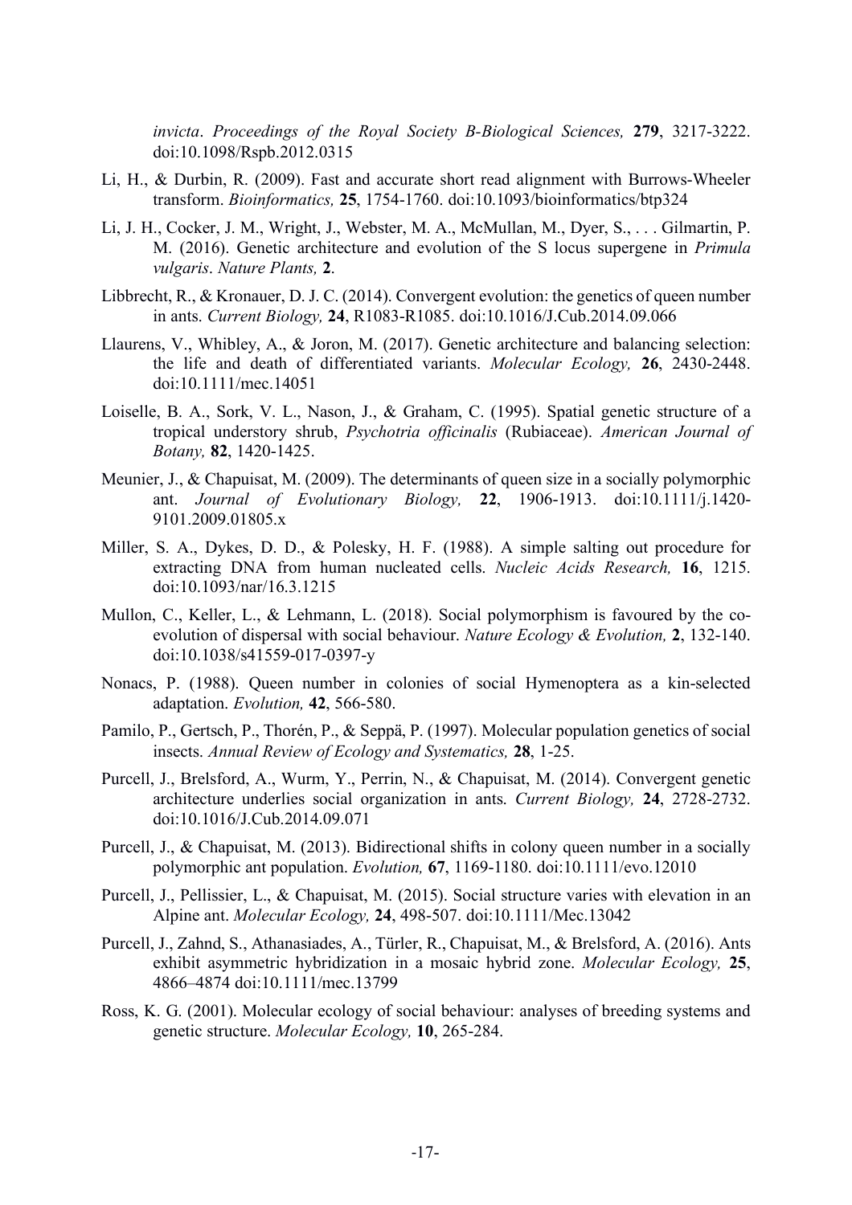*invicta*. *Proceedings of the Royal Society B-Biological Sciences,* **279**, 3217-3222. doi:10.1098/Rspb.2012.0315

Li, H., & Durbin, R. (2009). Fast and accurate short read alignment with Burrows-Wheeler transform. *Bioinformatics,* **25**, 1754-1760. doi:10.1093/bioinformatics/btp324

Li, J. H., Cocker, J. M., Wright, J., Webster, M. A., McMullan, M., Dyer, S., . . . Gilmartin, P. M. (2016). Genetic architecture and evolution of the S locus supergene in *Primula vulgaris*. *Nature Plants,* **2**.

Libbrecht, R., & Kronauer, D. J. C. (2014). Convergent evolution: the genetics of queen number in ants. *Current Biology,* **24**, R1083-R1085. doi:10.1016/J.Cub.2014.09.066

Llaurens, V., Whibley, A., & Joron, M. (2017). Genetic architecture and balancing selection: the life and death of differentiated variants. *Molecular Ecology,* **26**, 2430-2448. doi:10.1111/mec.14051

Loiselle, B. A., Sork, V. L., Nason, J., & Graham, C. (1995). Spatial genetic structure of a tropical understory shrub, *Psychotria officinalis* (Rubiaceae). *American Journal of Botany,* **82**, 1420-1425.

Meunier, J., & Chapuisat, M. (2009). The determinants of queen size in a socially polymorphic ant. *Journal of Evolutionary Biology,* **22**, 1906-1913. doi:10.1111/j.1420-9101.2009.01805.x

Miller, S. A., Dykes, D. D., & Polesky, H. F. (1988). A simple salting out procedure for extracting DNA from human nucleated cells. *Nucleic Acids Research,* **16**, 1215. doi:10.1093/nar/16.3.1215

Mullon, C., Keller, L., & Lehmann, L. (2018). Social polymorphism is favoured by the co-evolution of dispersal with social behaviour. *Nature Ecology & Evolution,* **2**, 132-140. doi:10.1038/s41559-017-0397-y

Nonacs, P. (1988). Queen number in colonies of social Hymenoptera as a kin-selected adaptation. *Evolution,* **42**, 566-580.

Pamilo, P., Gertsch, P., Thorén, P., & Seppä, P. (1997). Molecular population genetics of social insects. *Annual Review of Ecology and Systematics,* **28**, 1-25.

Purcell, J., Brelsford, A., Wurm, Y., Perrin, N., & Chapuisat, M. (2014). Convergent genetic architecture underlies social organization in ants. *Current Biology,* **24**, 2728-2732. doi:10.1016/J.Cub.2014.09.071

Purcell, J., & Chapuisat, M. (2013). Bidirectional shifts in colony queen number in a socially polymorphic ant population. *Evolution,* **67**, 1169-1180. doi:10.1111/evo.12010

Purcell, J., Pellissier, L., & Chapuisat, M. (2015). Social structure varies with elevation in an Alpine ant. *Molecular Ecology,* **24**, 498-507. doi:10.1111/Mec.13042

Purcell, J., Zahnd, S., Athanasiades, A., Türler, R., Chapuisat, M., & Brelsford, A. (2016). Ants exhibit asymmetric hybridization in a mosaic hybrid zone. *Molecular Ecology,* **25**, 4866–4874 doi:10.1111/mec.13799

Ross, K. G. (2001). Molecular ecology of social behaviour: analyses of breeding systems and genetic structure. *Molecular Ecology,* **10**, 265-284.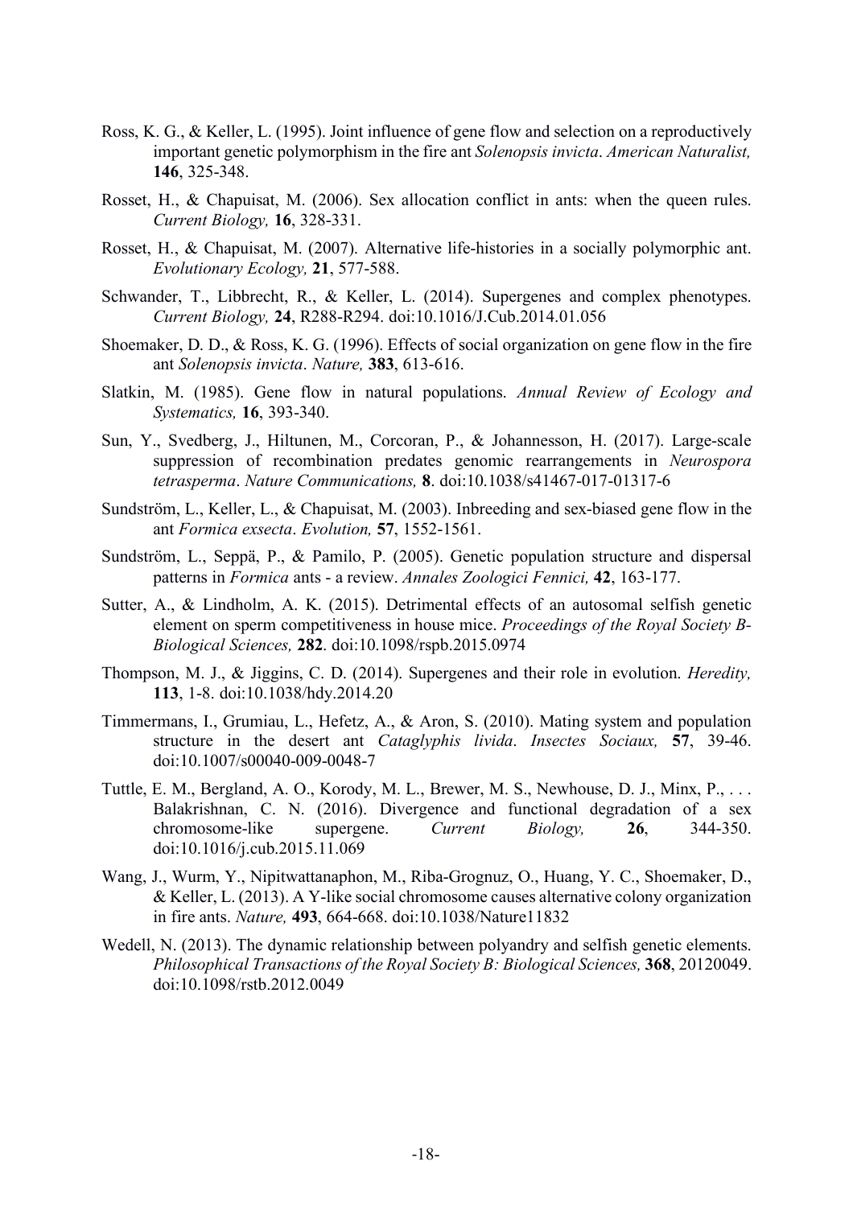Ross, K. G., & Keller, L. (1995). Joint influence of gene flow and selection on a reproductively important genetic polymorphism in the fire ant *Solenopsis invicta*. *American Naturalist,* **146**, 325-348.

Rosset, H., & Chapuisat, M. (2006). Sex allocation conflict in ants: when the queen rules. *Current Biology,* **16**, 328-331.

Rosset, H., & Chapuisat, M. (2007). Alternative life-histories in a socially polymorphic ant. *Evolutionary Ecology,* **21**, 577-588.

Schwander, T., Libbrecht, R., & Keller, L. (2014). Supergenes and complex phenotypes. *Current Biology,* **24**, R288-R294. doi:10.1016/J.Cub.2014.01.056

Shoemaker, D. D., & Ross, K. G. (1996). Effects of social organization on gene flow in the fire ant *Solenopsis invicta*. *Nature,* **383**, 613-616.

Slatkin, M. (1985). Gene flow in natural populations. *Annual Review of Ecology and Systematics,* **16**, 393-340.

Sun, Y., Svedberg, J., Hiltunen, M., Corcoran, P., & Johannesson, H. (2017). Large-scale suppression of recombination predates genomic rearrangements in *Neurospora tetrasperma*. *Nature Communications,* **8**. doi:10.1038/s41467-017-01317-6

Sundström, L., Keller, L., & Chapuisat, M. (2003). Inbreeding and sex-biased gene flow in the ant *Formica exsecta*. *Evolution,* **57**, 1552-1561.

Sundström, L., Seppä, P., & Pamilo, P. (2005). Genetic population structure and dispersal patterns in *Formica* ants - a review. *Annales Zoologici Fennici,* **42**, 163-177.

Sutter, A., & Lindholm, A. K. (2015). Detrimental effects of an autosomal selfish genetic element on sperm competitiveness in house mice. *Proceedings of the Royal Society B-Biological Sciences,* **282**. doi:10.1098/rspb.2015.0974

Thompson, M. J., & Jiggins, C. D. (2014). Supergenes and their role in evolution. *Heredity,* **113**, 1-8. doi:10.1038/hdy.2014.20

Timmermans, I., Grumiau, L., Hefetz, A., & Aron, S. (2010). Mating system and population structure in the desert ant *Cataglyphis livida*. *Insectes Sociaux,* **57**, 39-46. doi:10.1007/s00040-009-0048-7

Tuttle, E. M., Bergland, A. O., Korody, M. L., Brewer, M. S., Newhouse, D. J., Minx, P., . . . Balakrishnan, C. N. (2016). Divergence and functional degradation of a sex chromosome-like supergene. *Current Biology,* **26**, 344-350. doi:10.1016/j.cub.2015.11.069

Wang, J., Wurm, Y., Nipitwattanaphon, M., Riba-Grognuz, O., Huang, Y. C., Shoemaker, D., & Keller, L. (2013). A Y-like social chromosome causes alternative colony organization in fire ants. *Nature,* **493**, 664-668. doi:10.1038/Nature11832

Wedell, N. (2013). The dynamic relationship between polyandry and selfish genetic elements. *Philosophical Transactions of the Royal Society B: Biological Sciences,* **368**, 20120049. doi:10.1098/rstb.2012.0049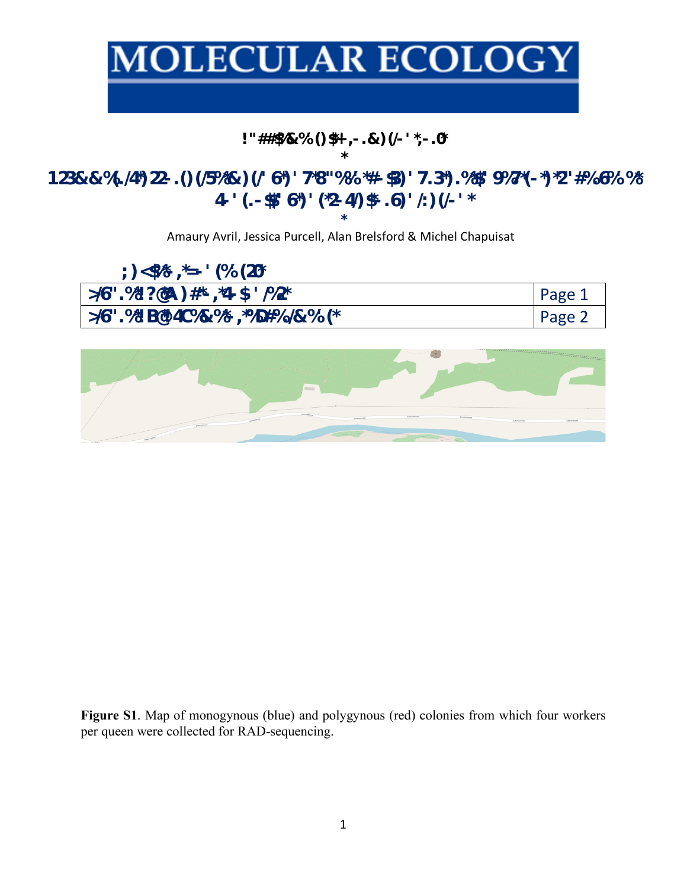# MOLECULAR ECOLOGY

!"##$%&%()$+,-.&)(/-'*;-.0*

123&&%(./4*)22-.()(/5%&)(/'6*)'7*8"%%*#-$3)'7.3*).%$*9%7*(-*)*2'#%6%%
4-'(.-$*6*)'(*2-4/)$.6)'/:)(/-'*

Amaury Avril, Jessica Purcell, Alan Brelsford & Michel Chapuisat

;)<$%*,*=-'(%(2*

| >6'.%1?@A)#*,*4-$'/%2* | Page 1 |
|---|---|
| >6'.%1B@4C%&%*,*D#%/&%%(* | Page 2 |

**Figure S1**. Map of monogynous (blue) and polygynous (red) colonies from which four workers per queen were collected for RAD-sequencing.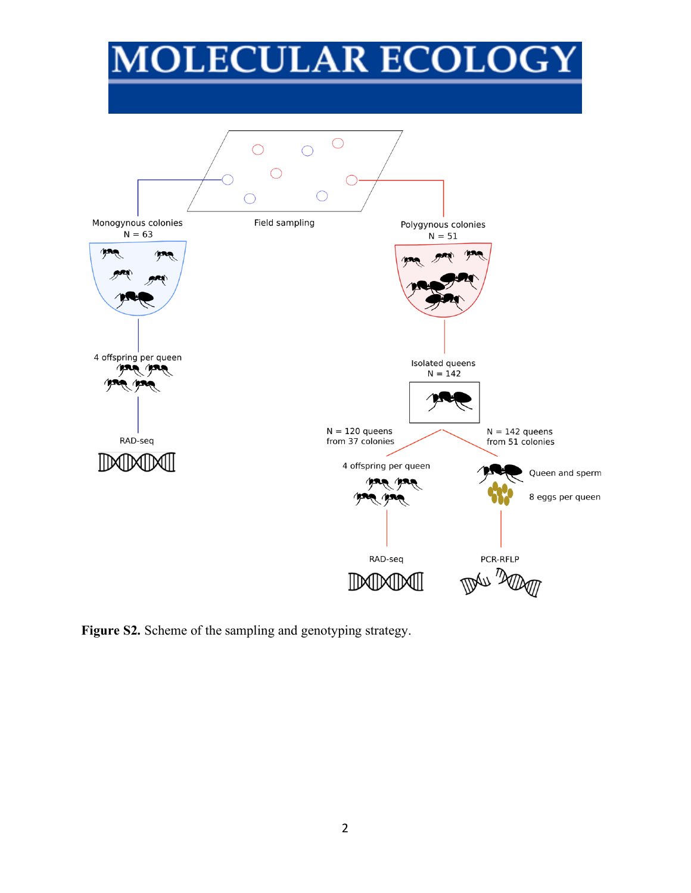Monogynous colonies
N = 63

Field sampling

Polygynous colonies
N = 51

4 offspring per queen

RAD-seq

Isolated queens
N = 142

N = 120 queens
from 37 colonies

N = 142 queens
from 51 colonies

4 offspring per queen

Queen and sperm

8 eggs per queen

RAD-seq

PCR-RFLP

**Figure S2.** Scheme of the sampling and genotyping strategy.